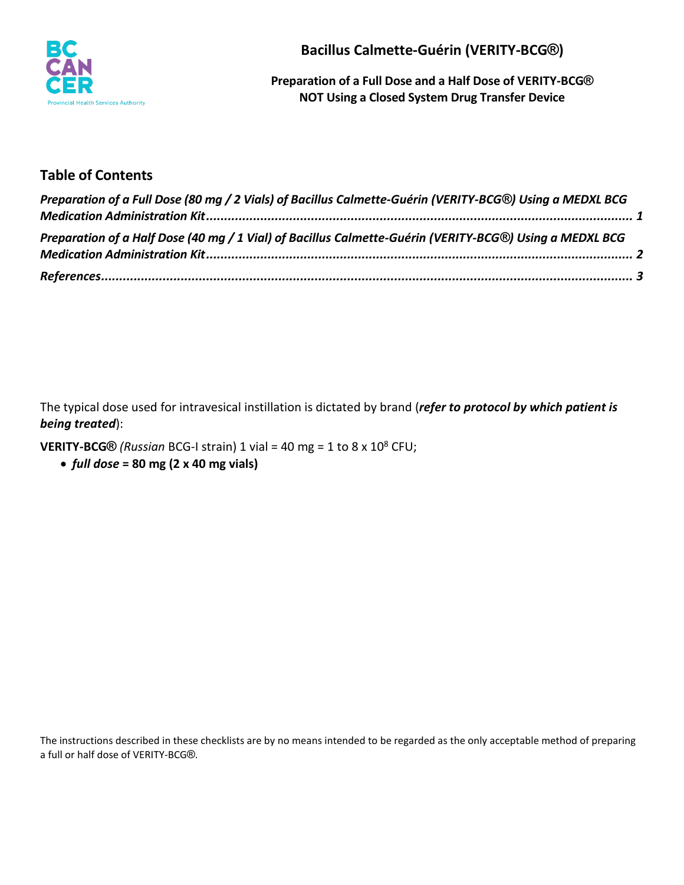# Bacillus Calmette-Guérin (VERITY-BCG®)

**Preparation of a Full Dose and a Half Dose of VERITY-BCG®**
**NOT Using a Closed System Drug Transfer Device**

## Table of Contents

*Preparation of a Full Dose (80 mg / 2 Vials) of Bacillus Calmette-Guérin (VERITY-BCG®) Using a MEDXL BCG Medication Administration Kit* ........ 1

*Preparation of a Half Dose (40 mg / 1 Vial) of Bacillus Calmette-Guérin (VERITY-BCG®) Using a MEDXL BCG Medication Administration Kit* ........ 2

*References* ........ 3

The typical dose used for intravesical instillation is dictated by brand (***refer to protocol by which patient is being treated***):

**VERITY-BCG®** *(Russian* BCG-I strain) 1 vial = 40 mg = 1 to 8 x $10^8$ CFU;

- ***full dose*** **= 80 mg (2 x 40 mg vials)**

The instructions described in these checklists are by no means intended to be regarded as the only acceptable method of preparing a full or half dose of VERITY-BCG®.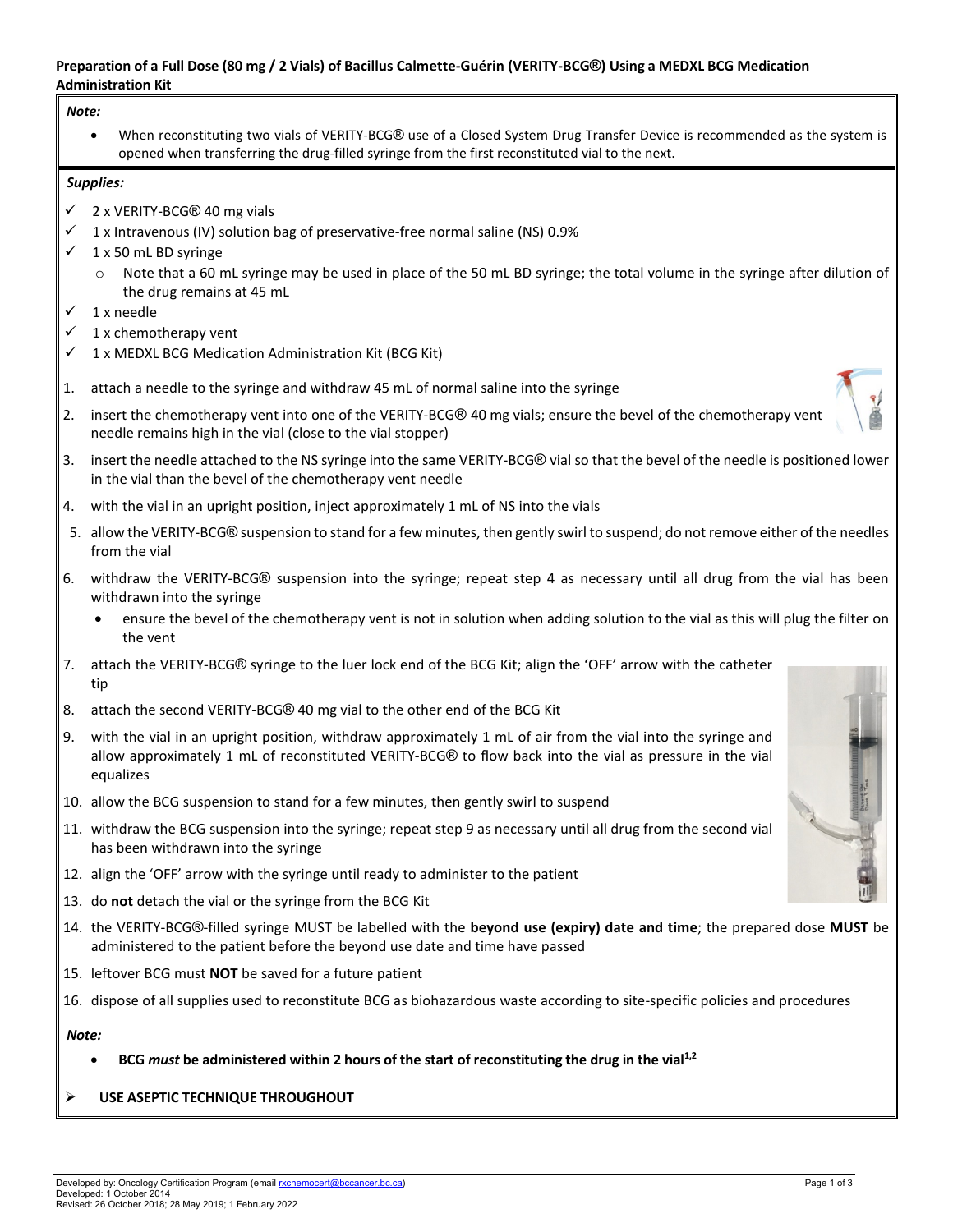**Preparation of a Full Dose (80 mg / 2 Vials) of Bacillus Calmette-Guérin (VERITY-BCG®) Using a MEDXL BCG Medication Administration Kit**

*Note:*

- When reconstituting two vials of VERITY-BCG® use of a Closed System Drug Transfer Device is recommended as the system is opened when transferring the drug-filled syringe from the first reconstituted vial to the next.

*Supplies:*

- ✓ 2 x VERITY-BCG® 40 mg vials
- ✓ 1 x Intravenous (IV) solution bag of preservative-free normal saline (NS) 0.9%
- ✓ 1 x 50 mL BD syringe
  - o Note that a 60 mL syringe may be used in place of the 50 mL BD syringe; the total volume in the syringe after dilution of the drug remains at 45 mL
- ✓ 1 x needle
- ✓ 1 x chemotherapy vent
- ✓ 1 x MEDXL BCG Medication Administration Kit (BCG Kit)

1. attach a needle to the syringe and withdraw 45 mL of normal saline into the syringe
2. insert the chemotherapy vent into one of the VERITY-BCG® 40 mg vials; ensure the bevel of the chemotherapy vent needle remains high in the vial (close to the vial stopper)
3. insert the needle attached to the NS syringe into the same VERITY-BCG® vial so that the bevel of the needle is positioned lower in the vial than the bevel of the chemotherapy vent needle
4. with the vial in an upright position, inject approximately 1 mL of NS into the vials
5. allow the VERITY-BCG® suspension to stand for a few minutes, then gently swirl to suspend; do not remove either of the needles from the vial
6. withdraw the VERITY-BCG® suspension into the syringe; repeat step 4 as necessary until all drug from the vial has been withdrawn into the syringe
   - ensure the bevel of the chemotherapy vent is not in solution when adding solution to the vial as this will plug the filter on the vent
7. attach the VERITY-BCG® syringe to the luer lock end of the BCG Kit; align the 'OFF' arrow with the catheter tip
8. attach the second VERITY-BCG® 40 mg vial to the other end of the BCG Kit
9. with the vial in an upright position, withdraw approximately 1 mL of air from the vial into the syringe and allow approximately 1 mL of reconstituted VERITY-BCG® to flow back into the vial as pressure in the vial equalizes
10. allow the BCG suspension to stand for a few minutes, then gently swirl to suspend
11. withdraw the BCG suspension into the syringe; repeat step 9 as necessary until all drug from the second vial has been withdrawn into the syringe
12. align the 'OFF' arrow with the syringe until ready to administer to the patient
13. do **not** detach the vial or the syringe from the BCG Kit
14. the VERITY-BCG®-filled syringe MUST be labelled with the **beyond use (expiry) date and time**; the prepared dose **MUST** be administered to the patient before the beyond use date and time have passed
15. leftover BCG must **NOT** be saved for a future patient
16. dispose of all supplies used to reconstitute BCG as biohazardous waste according to site-specific policies and procedures

*Note:*

- **BCG *must* be administered within 2 hours of the start of reconstituting the drug in the vial[1,2]**

➢ **USE ASEPTIC TECHNIQUE THROUGHOUT**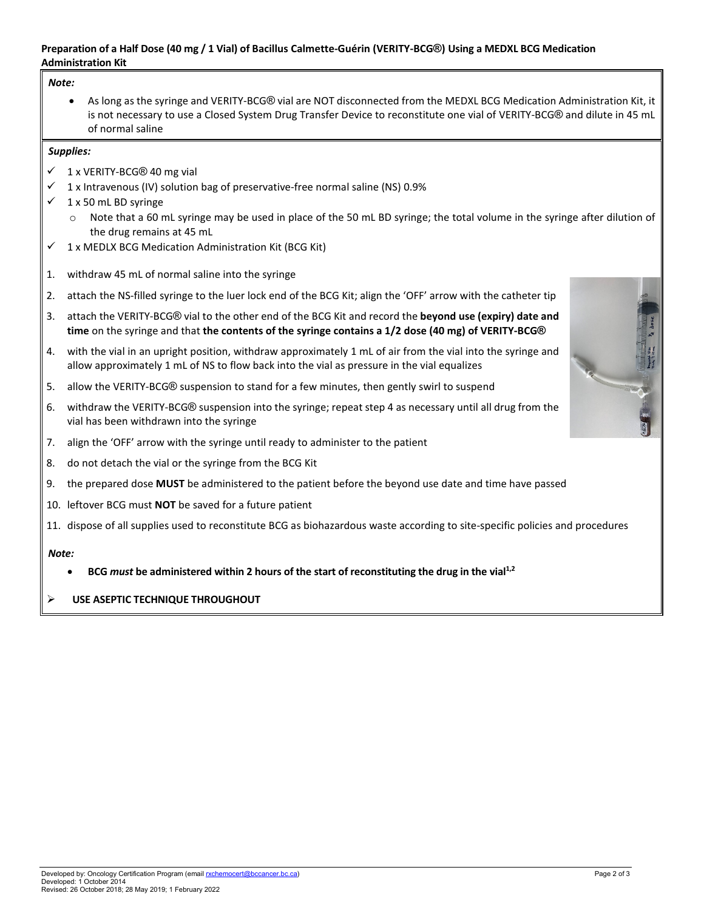**Preparation of a Half Dose (40 mg / 1 Vial) of Bacillus Calmette-Guérin (VERITY-BCG®) Using a MEDXL BCG Medication Administration Kit**

***Note:***

- As long as the syringe and VERITY-BCG® vial are NOT disconnected from the MEDXL BCG Medication Administration Kit, it is not necessary to use a Closed System Drug Transfer Device to reconstitute one vial of VERITY-BCG® and dilute in 45 mL of normal saline

***Supplies:***

- ✓ 1 x VERITY-BCG® 40 mg vial
- ✓ 1 x Intravenous (IV) solution bag of preservative-free normal saline (NS) 0.9%
- ✓ 1 x 50 mL BD syringe
  - Note that a 60 mL syringe may be used in place of the 50 mL BD syringe; the total volume in the syringe after dilution of the drug remains at 45 mL
- ✓ 1 x MEDLX BCG Medication Administration Kit (BCG Kit)

1. withdraw 45 mL of normal saline into the syringe
2. attach the NS-filled syringe to the luer lock end of the BCG Kit; align the 'OFF' arrow with the catheter tip
3. attach the VERITY-BCG® vial to the other end of the BCG Kit and record the **beyond use (expiry) date and time** on the syringe and that **the contents of the syringe contains a 1/2 dose (40 mg) of VERITY-BCG®**
4. with the vial in an upright position, withdraw approximately 1 mL of air from the vial into the syringe and allow approximately 1 mL of NS to flow back into the vial as pressure in the vial equalizes
5. allow the VERITY-BCG® suspension to stand for a few minutes, then gently swirl to suspend
6. withdraw the VERITY-BCG® suspension into the syringe; repeat step 4 as necessary until all drug from the vial has been withdrawn into the syringe
7. align the 'OFF' arrow with the syringe until ready to administer to the patient
8. do not detach the vial or the syringe from the BCG Kit
9. the prepared dose **MUST** be administered to the patient before the beyond use date and time have passed
10. leftover BCG must **NOT** be saved for a future patient
11. dispose of all supplies used to reconstitute BCG as biohazardous waste according to site-specific policies and procedures

***Note:***

- **BCG *must* be administered within 2 hours of the start of reconstituting the drug in the vial[1,2]**

➢ **USE ASEPTIC TECHNIQUE THROUGHOUT**

Developed by: Oncology Certification Program (email rxchemocert@bccancer.bc.ca)
Developed: 1 October 2014
Revised: 26 October 2018; 28 May 2019; 1 February 2022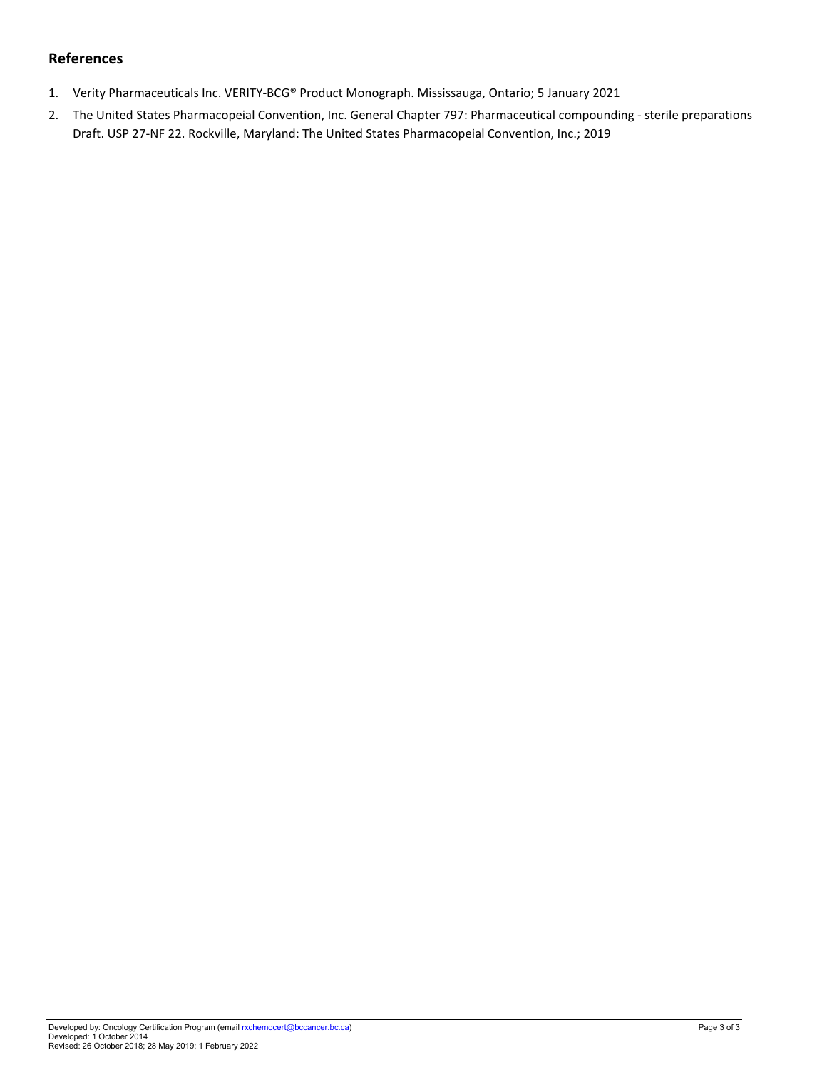## References

1. Verity Pharmaceuticals Inc. VERITY-BCG® Product Monograph. Mississauga, Ontario; 5 January 2021
2. The United States Pharmacopeial Convention, Inc. General Chapter 797: Pharmaceutical compounding - sterile preparations Draft. USP 27-NF 22. Rockville, Maryland: The United States Pharmacopeial Convention, Inc.; 2019